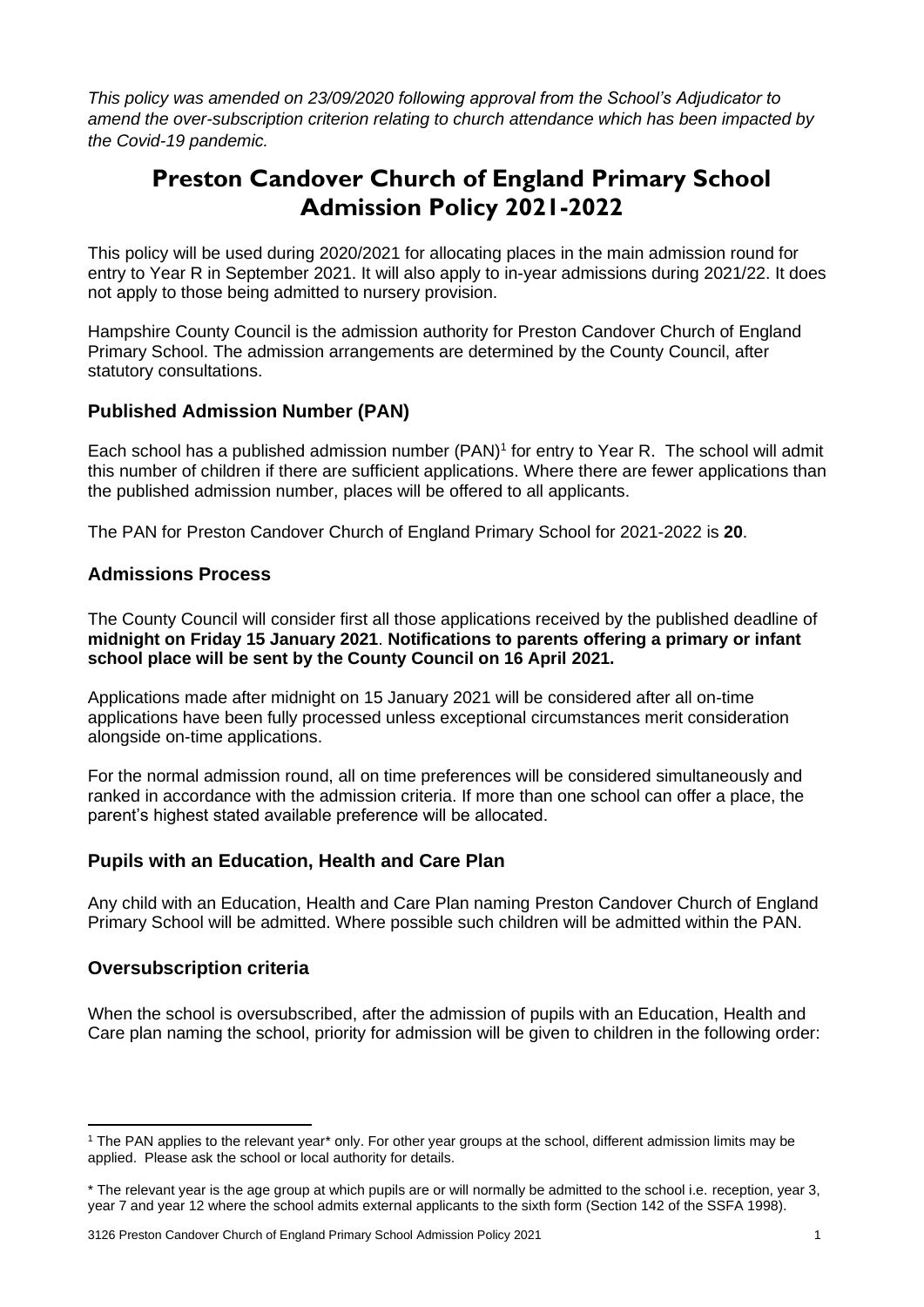*This policy was amended on 23/09/2020 following approval from the School's Adjudicator to amend the over-subscription criterion relating to church attendance which has been impacted by the Covid-19 pandemic.*

# Preston Candover Church of England Primary School Admission Policy 2021-2022

This policy will be used during 2020/2021 for allocating places in the main admission round for entry to Year R in September 2021. It will also apply to in-year admissions during 2021/22. It does not apply to those being admitted to nursery provision.

Hampshire County Council is the admission authority for Preston Candover Church of England Primary School. The admission arrangements are determined by the County Council, after statutory consultations.

### Published Admission Number (PAN)

Each school has a published admission number (PAN)[1] for entry to Year R. The school will admit this number of children if there are sufficient applications. Where there are fewer applications than the published admission number, places will be offered to all applicants.

The PAN for Preston Candover Church of England Primary School for 2021-2022 is **20**.

### Admissions Process

The County Council will consider first all those applications received by the published deadline of **midnight on Friday 15 January 2021**. **Notifications to parents offering a primary or infant school place will be sent by the County Council on 16 April 2021.**

Applications made after midnight on 15 January 2021 will be considered after all on-time applications have been fully processed unless exceptional circumstances merit consideration alongside on-time applications.

For the normal admission round, all on time preferences will be considered simultaneously and ranked in accordance with the admission criteria. If more than one school can offer a place, the parent's highest stated available preference will be allocated.

### Pupils with an Education, Health and Care Plan

Any child with an Education, Health and Care Plan naming Preston Candover Church of England Primary School will be admitted. Where possible such children will be admitted within the PAN.

### Oversubscription criteria

When the school is oversubscribed, after the admission of pupils with an Education, Health and Care plan naming the school, priority for admission will be given to children in the following order:

---

[1] The PAN applies to the relevant year* only. For other year groups at the school, different admission limits may be applied. Please ask the school or local authority for details.

* The relevant year is the age group at which pupils are or will normally be admitted to the school i.e. reception, year 3, year 7 and year 12 where the school admits external applicants to the sixth form (Section 142 of the SSFA 1998).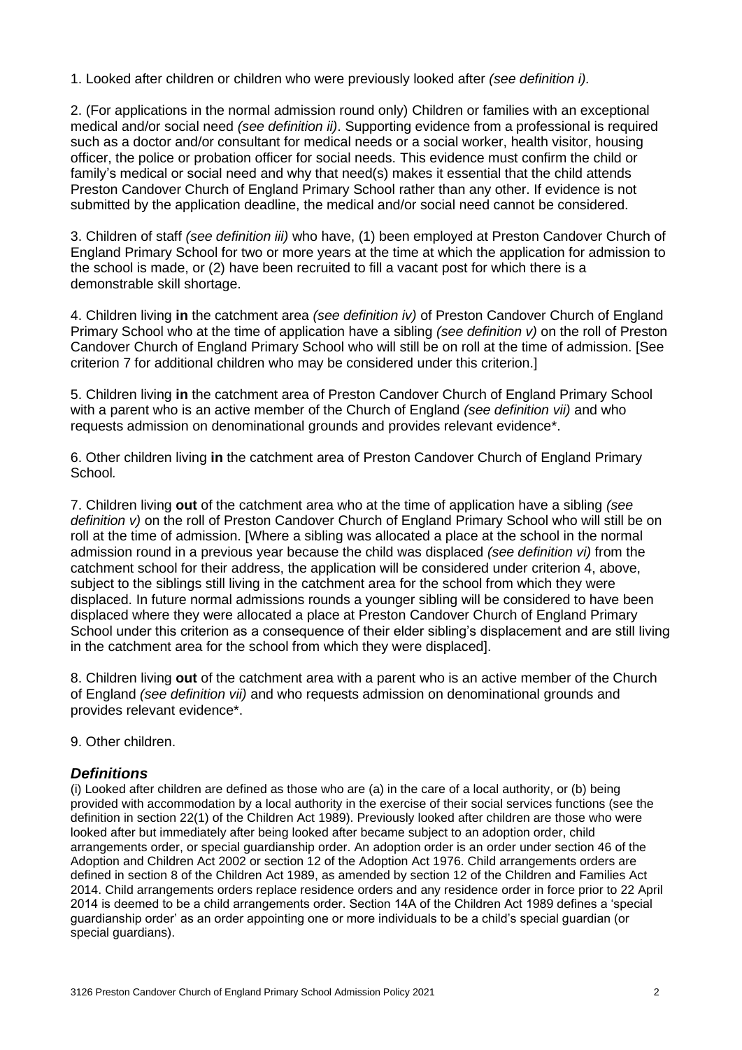1. Looked after children or children who were previously looked after *(see definition i).*

2. (For applications in the normal admission round only) Children or families with an exceptional medical and/or social need *(see definition ii)*. Supporting evidence from a professional is required such as a doctor and/or consultant for medical needs or a social worker, health visitor, housing officer, the police or probation officer for social needs. This evidence must confirm the child or family's medical or social need and why that need(s) makes it essential that the child attends Preston Candover Church of England Primary School rather than any other. If evidence is not submitted by the application deadline, the medical and/or social need cannot be considered.

3. Children of staff *(see definition iii)* who have, (1) been employed at Preston Candover Church of England Primary School for two or more years at the time at which the application for admission to the school is made, or (2) have been recruited to fill a vacant post for which there is a demonstrable skill shortage.

4. Children living **in** the catchment area *(see definition iv)* of Preston Candover Church of England Primary School who at the time of application have a sibling *(see definition v)* on the roll of Preston Candover Church of England Primary School who will still be on roll at the time of admission. [See criterion 7 for additional children who may be considered under this criterion.]

5. Children living **in** the catchment area of Preston Candover Church of England Primary School with a parent who is an active member of the Church of England *(see definition vii)* and who requests admission on denominational grounds and provides relevant evidence*.

6. Other children living **in** the catchment area of Preston Candover Church of England Primary School*.*

7. Children living **out** of the catchment area who at the time of application have a sibling *(see definition v)* on the roll of Preston Candover Church of England Primary School who will still be on roll at the time of admission. [Where a sibling was allocated a place at the school in the normal admission round in a previous year because the child was displaced *(see definition vi)* from the catchment school for their address, the application will be considered under criterion 4, above, subject to the siblings still living in the catchment area for the school from which they were displaced. In future normal admissions rounds a younger sibling will be considered to have been displaced where they were allocated a place at Preston Candover Church of England Primary School under this criterion as a consequence of their elder sibling's displacement and are still living in the catchment area for the school from which they were displaced].

8. Children living **out** of the catchment area with a parent who is an active member of the Church of England *(see definition vii)* and who requests admission on denominational grounds and provides relevant evidence*.

9. Other children.

### *Definitions*

(i) Looked after children are defined as those who are (a) in the care of a local authority, or (b) being provided with accommodation by a local authority in the exercise of their social services functions (see the definition in section 22(1) of the Children Act 1989). Previously looked after children are those who were looked after but immediately after being looked after became subject to an adoption order, child arrangements order, or special guardianship order. An adoption order is an order under section 46 of the Adoption and Children Act 2002 or section 12 of the Adoption Act 1976. Child arrangements orders are defined in section 8 of the Children Act 1989, as amended by section 12 of the Children and Families Act 2014. Child arrangements orders replace residence orders and any residence order in force prior to 22 April 2014 is deemed to be a child arrangements order. Section 14A of the Children Act 1989 defines a 'special guardianship order' as an order appointing one or more individuals to be a child's special guardian (or special guardians).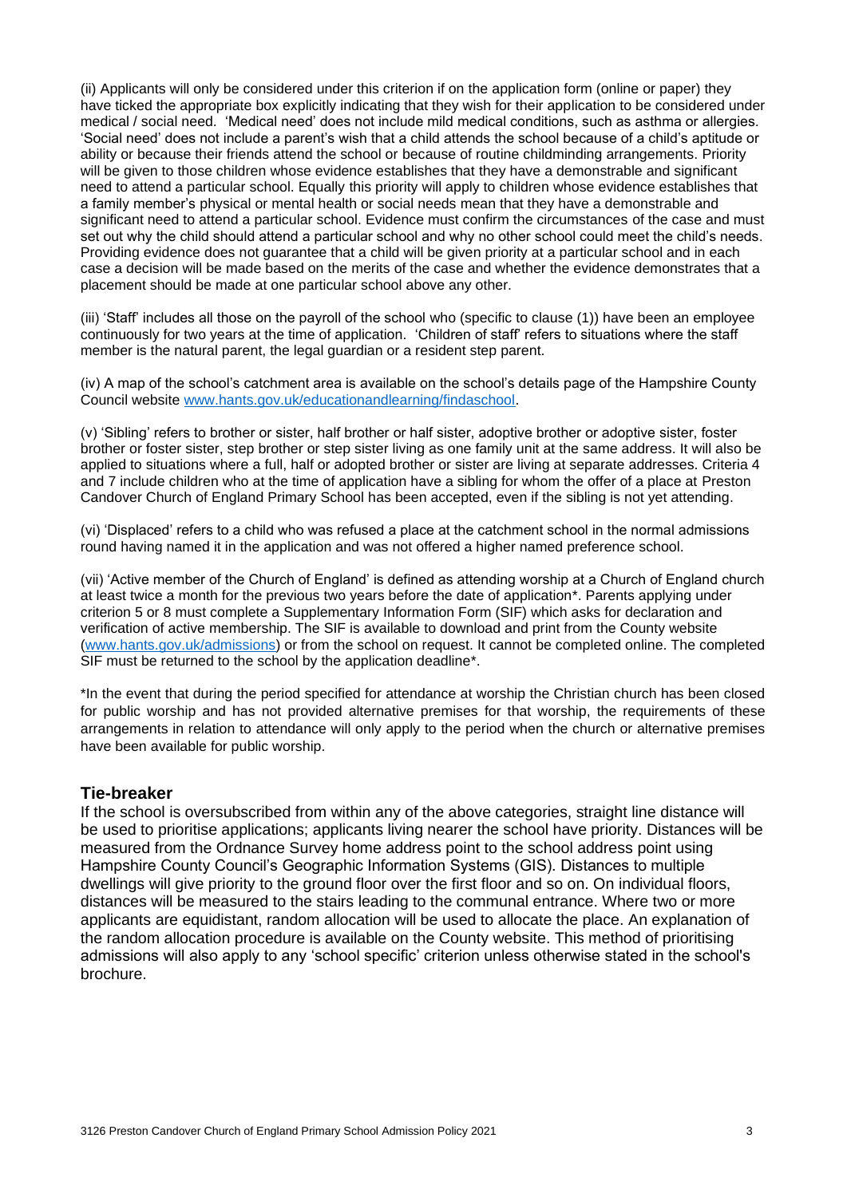(ii) Applicants will only be considered under this criterion if on the application form (online or paper) they have ticked the appropriate box explicitly indicating that they wish for their application to be considered under medical / social need. 'Medical need' does not include mild medical conditions, such as asthma or allergies. 'Social need' does not include a parent's wish that a child attends the school because of a child's aptitude or ability or because their friends attend the school or because of routine childminding arrangements. Priority will be given to those children whose evidence establishes that they have a demonstrable and significant need to attend a particular school. Equally this priority will apply to children whose evidence establishes that a family member's physical or mental health or social needs mean that they have a demonstrable and significant need to attend a particular school. Evidence must confirm the circumstances of the case and must set out why the child should attend a particular school and why no other school could meet the child's needs. Providing evidence does not guarantee that a child will be given priority at a particular school and in each case a decision will be made based on the merits of the case and whether the evidence demonstrates that a placement should be made at one particular school above any other.

(iii) 'Staff' includes all those on the payroll of the school who (specific to clause (1)) have been an employee continuously for two years at the time of application. 'Children of staff' refers to situations where the staff member is the natural parent, the legal guardian or a resident step parent.

(iv) A map of the school's catchment area is available on the school's details page of the Hampshire County Council website [www.hants.gov.uk/educationandlearning/findaschool](www.hants.gov.uk/educationandlearning/findaschool).

(v) 'Sibling' refers to brother or sister, half brother or half sister, adoptive brother or adoptive sister, foster brother or foster sister, step brother or step sister living as one family unit at the same address. It will also be applied to situations where a full, half or adopted brother or sister are living at separate addresses. Criteria 4 and 7 include children who at the time of application have a sibling for whom the offer of a place at Preston Candover Church of England Primary School has been accepted, even if the sibling is not yet attending.

(vi) 'Displaced' refers to a child who was refused a place at the catchment school in the normal admissions round having named it in the application and was not offered a higher named preference school.

(vii) 'Active member of the Church of England' is defined as attending worship at a Church of England church at least twice a month for the previous two years before the date of application*. Parents applying under criterion 5 or 8 must complete a Supplementary Information Form (SIF) which asks for declaration and verification of active membership. The SIF is available to download and print from the County website ([www.hants.gov.uk/admissions](www.hants.gov.uk/admissions)) or from the school on request. It cannot be completed online. The completed SIF must be returned to the school by the application deadline*.

*In the event that during the period specified for attendance at worship the Christian church has been closed for public worship and has not provided alternative premises for that worship, the requirements of these arrangements in relation to attendance will only apply to the period when the church or alternative premises have been available for public worship.

## Tie-breaker

If the school is oversubscribed from within any of the above categories, straight line distance will be used to prioritise applications; applicants living nearer the school have priority. Distances will be measured from the Ordnance Survey home address point to the school address point using Hampshire County Council's Geographic Information Systems (GIS). Distances to multiple dwellings will give priority to the ground floor over the first floor and so on. On individual floors, distances will be measured to the stairs leading to the communal entrance. Where two or more applicants are equidistant, random allocation will be used to allocate the place. An explanation of the random allocation procedure is available on the County website. This method of prioritising admissions will also apply to any 'school specific' criterion unless otherwise stated in the school's brochure.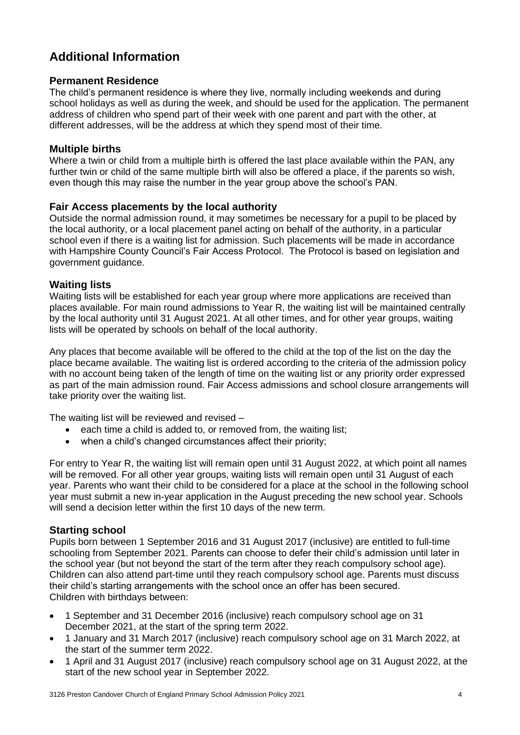## Additional Information

### Permanent Residence

The child's permanent residence is where they live, normally including weekends and during school holidays as well as during the week, and should be used for the application. The permanent address of children who spend part of their week with one parent and part with the other, at different addresses, will be the address at which they spend most of their time.

### Multiple births

Where a twin or child from a multiple birth is offered the last place available within the PAN, any further twin or child of the same multiple birth will also be offered a place, if the parents so wish, even though this may raise the number in the year group above the school's PAN.

### Fair Access placements by the local authority

Outside the normal admission round, it may sometimes be necessary for a pupil to be placed by the local authority, or a local placement panel acting on behalf of the authority, in a particular school even if there is a waiting list for admission. Such placements will be made in accordance with Hampshire County Council's Fair Access Protocol. The Protocol is based on legislation and government guidance.

### Waiting lists

Waiting lists will be established for each year group where more applications are received than places available. For main round admissions to Year R, the waiting list will be maintained centrally by the local authority until 31 August 2021. At all other times, and for other year groups, waiting lists will be operated by schools on behalf of the local authority.

Any places that become available will be offered to the child at the top of the list on the day the place became available. The waiting list is ordered according to the criteria of the admission policy with no account being taken of the length of time on the waiting list or any priority order expressed as part of the main admission round. Fair Access admissions and school closure arrangements will take priority over the waiting list.

The waiting list will be reviewed and revised –

- each time a child is added to, or removed from, the waiting list;
- when a child's changed circumstances affect their priority;

For entry to Year R, the waiting list will remain open until 31 August 2022, at which point all names will be removed. For all other year groups, waiting lists will remain open until 31 August of each year. Parents who want their child to be considered for a place at the school in the following school year must submit a new in-year application in the August preceding the new school year. Schools will send a decision letter within the first 10 days of the new term.

### Starting school

Pupils born between 1 September 2016 and 31 August 2017 (inclusive) are entitled to full-time schooling from September 2021. Parents can choose to defer their child's admission until later in the school year (but not beyond the start of the term after they reach compulsory school age). Children can also attend part-time until they reach compulsory school age. Parents must discuss their child's starting arrangements with the school once an offer has been secured.
Children with birthdays between:

- 1 September and 31 December 2016 (inclusive) reach compulsory school age on 31 December 2021, at the start of the spring term 2022.
- 1 January and 31 March 2017 (inclusive) reach compulsory school age on 31 March 2022, at the start of the summer term 2022.
- 1 April and 31 August 2017 (inclusive) reach compulsory school age on 31 August 2022, at the start of the new school year in September 2022.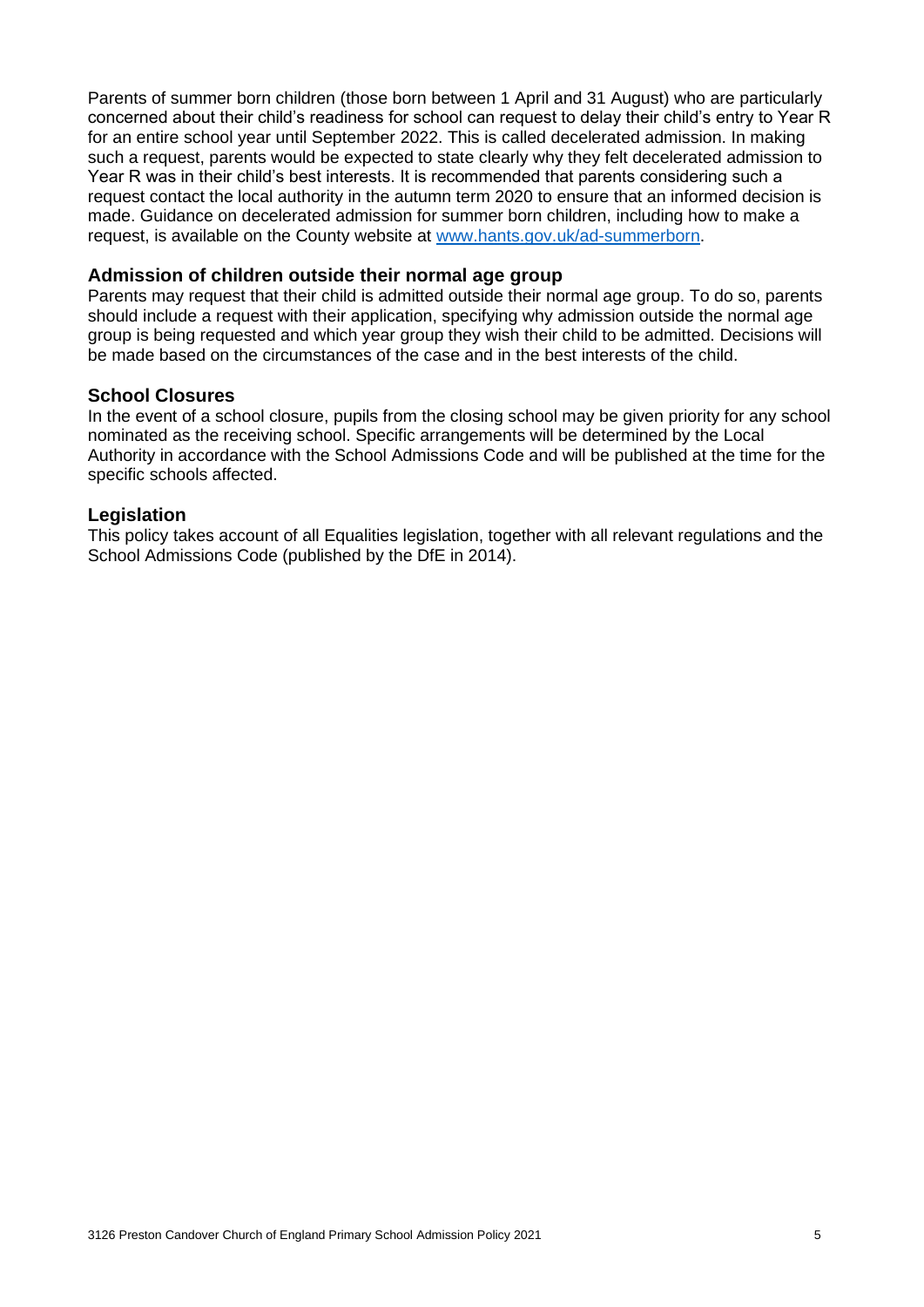Parents of summer born children (those born between 1 April and 31 August) who are particularly concerned about their child's readiness for school can request to delay their child's entry to Year R for an entire school year until September 2022. This is called decelerated admission. In making such a request, parents would be expected to state clearly why they felt decelerated admission to Year R was in their child's best interests. It is recommended that parents considering such a request contact the local authority in the autumn term 2020 to ensure that an informed decision is made. Guidance on decelerated admission for summer born children, including how to make a request, is available on the County website at www.hants.gov.uk/ad-summerborn.

## Admission of children outside their normal age group

Parents may request that their child is admitted outside their normal age group. To do so, parents should include a request with their application, specifying why admission outside the normal age group is being requested and which year group they wish their child to be admitted. Decisions will be made based on the circumstances of the case and in the best interests of the child.

## School Closures

In the event of a school closure, pupils from the closing school may be given priority for any school nominated as the receiving school. Specific arrangements will be determined by the Local Authority in accordance with the School Admissions Code and will be published at the time for the specific schools affected.

## Legislation

This policy takes account of all Equalities legislation, together with all relevant regulations and the School Admissions Code (published by the DfE in 2014).